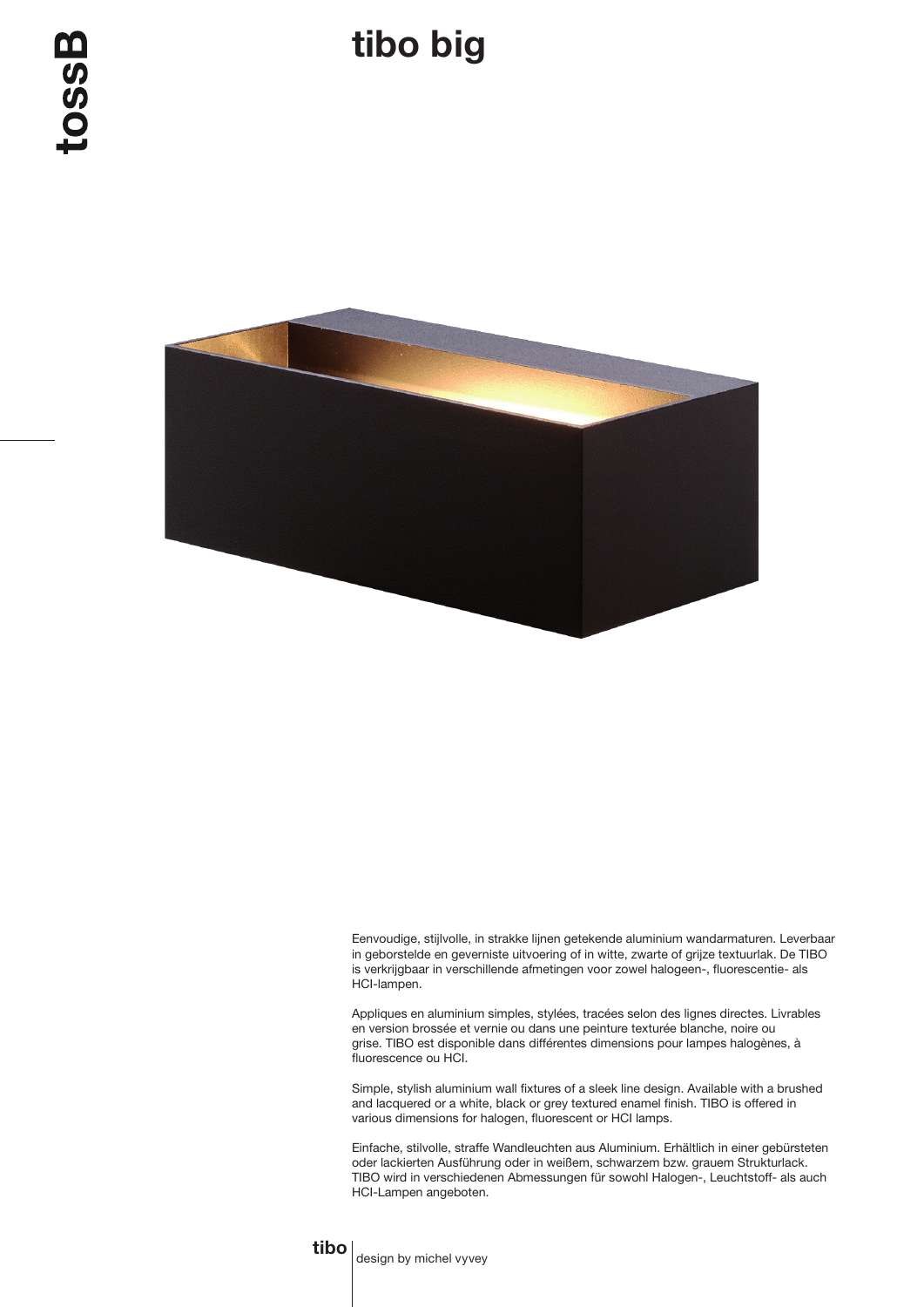# tibo big

Eenvoudige, stijlvolle, in strakke lijnen getekende aluminium wandarmaturen. Leverbaar in geborstelde en geverniste uitvoering of in witte, zwarte of grijze textuurlak. De TIBO is verkrijgbaar in verschillende afmetingen voor zowel halogeen-, fluorescentie- als HCI-lampen.

Appliques en aluminium simples, stylées, tracées selon des lignes directes. Livrables en version brossée et vernie ou dans une peinture texturée blanche, noire ou grise. TIBO est disponible dans différentes dimensions pour lampes halogènes, à fluorescence ou HCI.

Simple, stylish aluminium wall fixtures of a sleek line design. Available with a brushed and lacquered or a white, black or grey textured enamel finish. TIBO is offered in various dimensions for halogen, fluorescent or HCI lamps.

Einfache, stilvolle, straffe Wandleuchten aus Aluminium. Erhältlich in einer gebürsteten oder lackierten Ausführung oder in weißem, schwarzem bzw. grauem Strukturlack. TIBO wird in verschiedenen Abmessungen für sowohl Halogen-, Leuchtstoff- als auch HCI-Lampen angeboten.

**tibo** | design by michel vyvey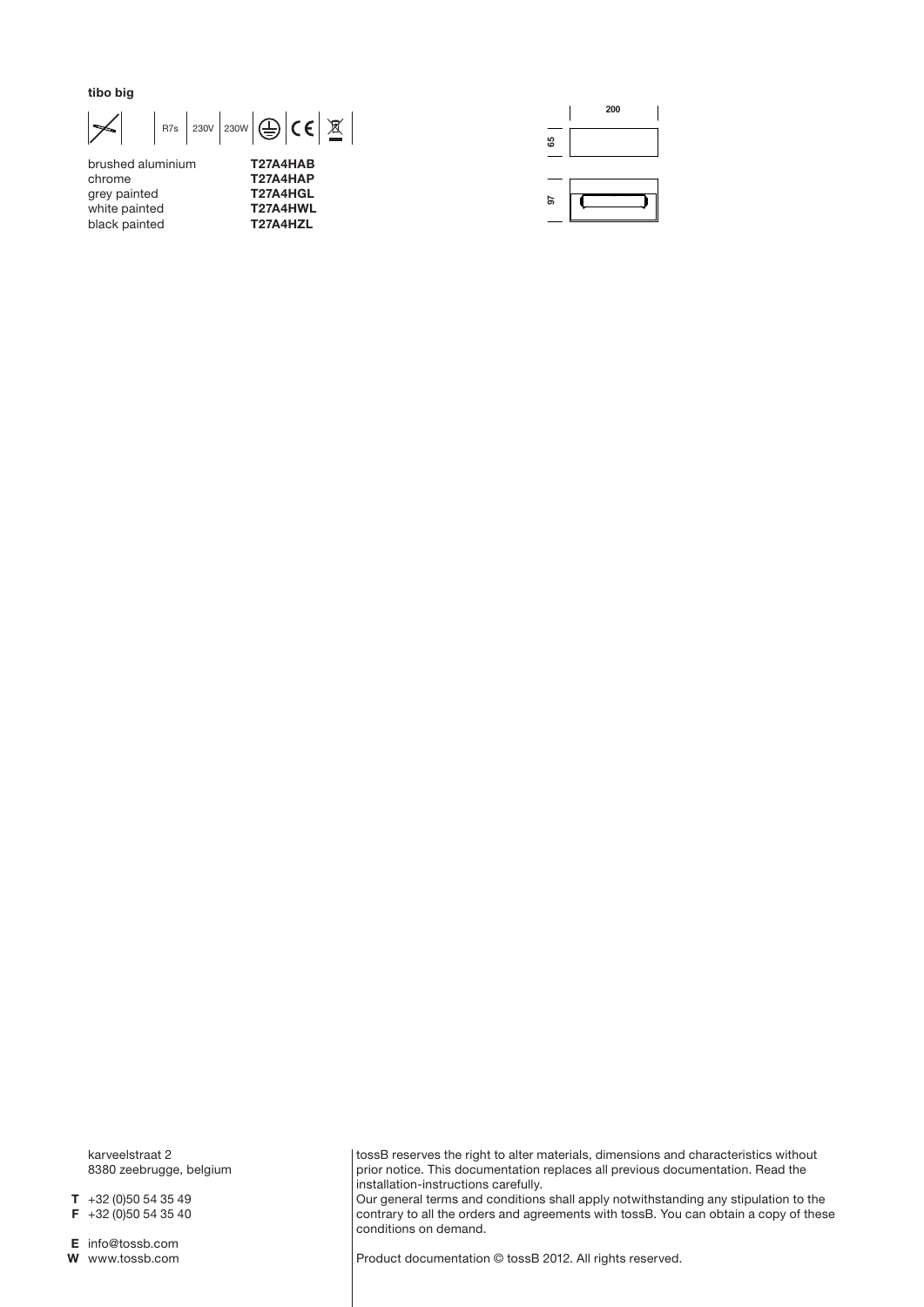**tibo big**

R7s | 230V | 230W

| | |
|---|---|
| brushed aluminium | **T27A4HAB** |
| chrome | **T27A4HAP** |
| grey painted | **T27A4HGL** |
| white painted | **T27A4HWL** |
| black painted | **T27A4HZL** |

200

65

97

karveelstraat 2
8380 zeebrugge, belgium

**T** +32 (0)50 54 35 49
**F** +32 (0)50 54 35 40

**E** info@tossb.com
**W** www.tossb.com

tossB reserves the right to alter materials, dimensions and characteristics without prior notice. This documentation replaces all previous documentation. Read the installation-instructions carefully.
Our general terms and conditions shall apply notwithstanding any stipulation to the contrary to all the orders and agreements with tossB. You can obtain a copy of these conditions on demand.

Product documentation © tossB 2012. All rights reserved.